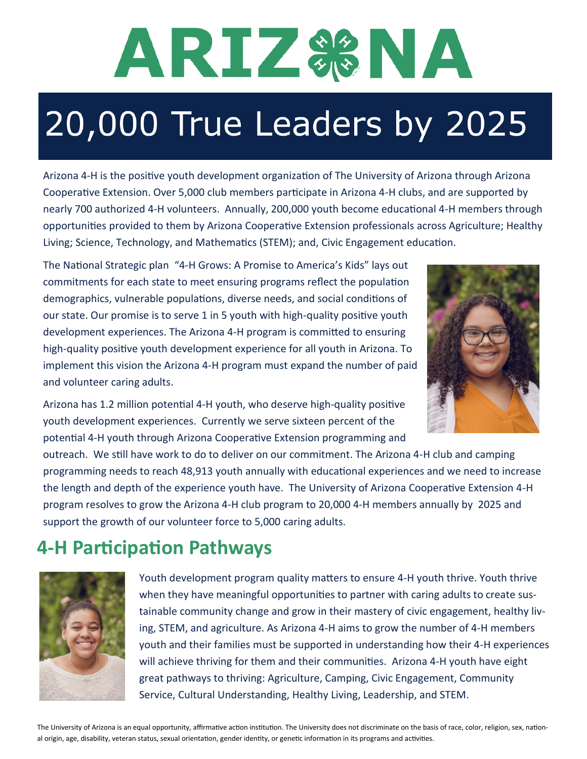# ARIZONA

# 20,000 True Leaders by 2025

Arizona 4-H is the positive youth development organization of The University of Arizona through Arizona Cooperative Extension. Over 5,000 club members participate in Arizona 4-H clubs, and are supported by nearly 700 authorized 4-H volunteers. Annually, 200,000 youth become educational 4-H members through opportunities provided to them by Arizona Cooperative Extension professionals across Agriculture; Healthy Living; Science, Technology, and Mathematics (STEM); and, Civic Engagement education.

The National Strategic plan "4-H Grows: A Promise to America's Kids" lays out commitments for each state to meet ensuring programs reflect the population demographics, vulnerable populations, diverse needs, and social conditions of our state. Our promise is to serve 1 in 5 youth with high-quality positive youth development experiences. The Arizona 4-H program is committed to ensuring high-quality positive youth development experience for all youth in Arizona. To implement this vision the Arizona 4-H program must expand the number of paid and volunteer caring adults.

Arizona has 1.2 million potential 4-H youth, who deserve high-quality positive youth development experiences. Currently we serve sixteen percent of the potential 4-H youth through Arizona Cooperative Extension programming and outreach. We still have work to do to deliver on our commitment. The Arizona 4-H club and camping programming needs to reach 48,913 youth annually with educational experiences and we need to increase the length and depth of the experience youth have. The University of Arizona Cooperative Extension 4-H program resolves to grow the Arizona 4-H club program to 20,000 4-H members annually by 2025 and support the growth of our volunteer force to 5,000 caring adults.

## 4-H Participation Pathways

Youth development program quality matters to ensure 4-H youth thrive. Youth thrive when they have meaningful opportunities to partner with caring adults to create sustainable community change and grow in their mastery of civic engagement, healthy living, STEM, and agriculture. As Arizona 4-H aims to grow the number of 4-H members youth and their families must be supported in understanding how their 4-H experiences will achieve thriving for them and their communities. Arizona 4-H youth have eight great pathways to thriving: Agriculture, Camping, Civic Engagement, Community Service, Cultural Understanding, Healthy Living, Leadership, and STEM.

The University of Arizona is an equal opportunity, affirmative action institution. The University does not discriminate on the basis of race, color, religion, sex, national origin, age, disability, veteran status, sexual orientation, gender identity, or genetic information in its programs and activities.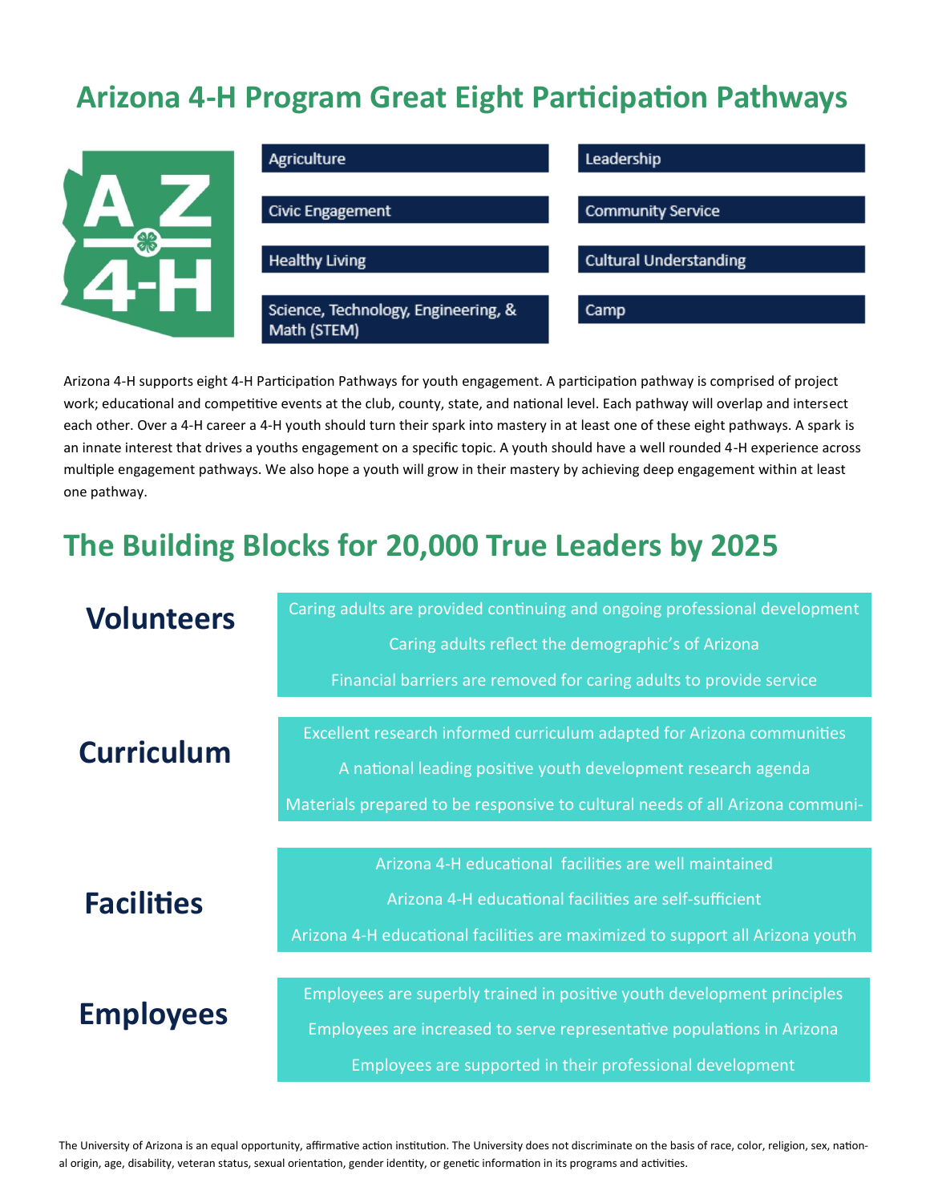# Arizona 4-H Program Great Eight Participation Pathways

- Agriculture
- Civic Engagement
- Healthy Living
- Science, Technology, Engineering, & Math (STEM)
- Leadership
- Community Service
- Cultural Understanding
- Camp

Arizona 4-H supports eight 4-H Participation Pathways for youth engagement. A participation pathway is comprised of project work; educational and competitive events at the club, county, state, and national level. Each pathway will overlap and intersect each other. Over a 4-H career a 4-H youth should turn their spark into mastery in at least one of these eight pathways. A spark is an innate interest that drives a youths engagement on a specific topic. A youth should have a well rounded 4-H experience across multiple engagement pathways. We also hope a youth will grow in their mastery by achieving deep engagement within at least one pathway.

# The Building Blocks for 20,000 True Leaders by 2025

## Volunteers

- Caring adults are provided continuing and ongoing professional development
- Caring adults reflect the demographic's of Arizona
- Financial barriers are removed for caring adults to provide service

## Curriculum

- Excellent research informed curriculum adapted for Arizona communities
- A national leading positive youth development research agenda
- Materials prepared to be responsive to cultural needs of all Arizona communi-

## Facilities

- Arizona 4-H educational facilities are well maintained
- Arizona 4-H educational facilities are self-sufficient
- Arizona 4-H educational facilities are maximized to support all Arizona youth

## Employees

- Employees are superbly trained in positive youth development principles
- Employees are increased to serve representative populations in Arizona
- Employees are supported in their professional development

The University of Arizona is an equal opportunity, affirmative action institution. The University does not discriminate on the basis of race, color, religion, sex, national origin, age, disability, veteran status, sexual orientation, gender identity, or genetic information in its programs and activities.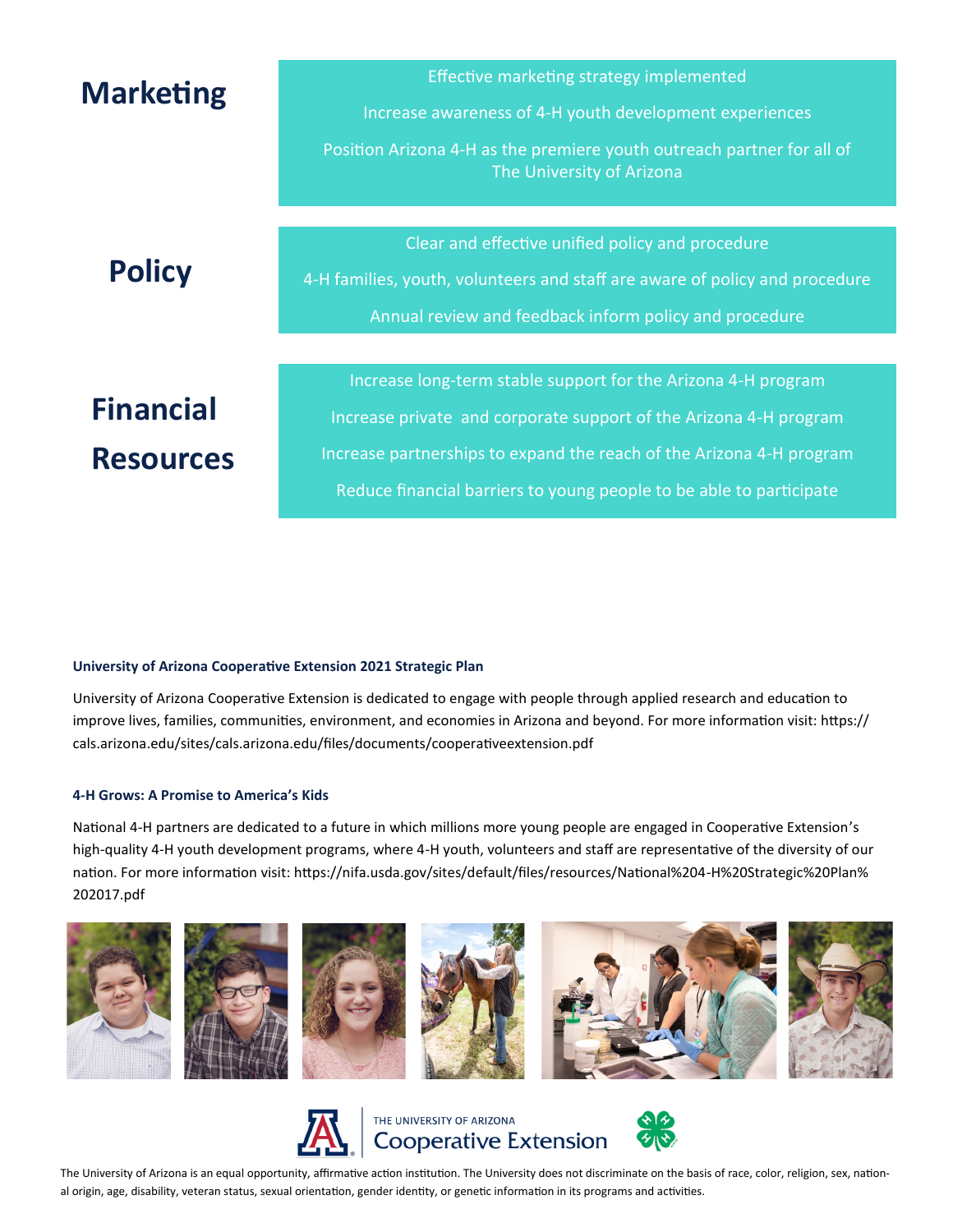## Marketing

Effective marketing strategy implemented

Increase awareness of 4-H youth development experiences

Position Arizona 4-H as the premiere youth outreach partner for all of The University of Arizona

## Policy

Clear and effective unified policy and procedure

4-H families, youth, volunteers and staff are aware of policy and procedure

Annual review and feedback inform policy and procedure

## Financial Resources

Increase long-term stable support for the Arizona 4-H program

Increase private and corporate support of the Arizona 4-H program

Increase partnerships to expand the reach of the Arizona 4-H program

Reduce financial barriers to young people to be able to participate

**University of Arizona Cooperative Extension 2021 Strategic Plan**

University of Arizona Cooperative Extension is dedicated to engage with people through applied research and education to improve lives, families, communities, environment, and economies in Arizona and beyond. For more information visit: https://cals.arizona.edu/sites/cals.arizona.edu/files/documents/cooperativeextension.pdf

**4-H Grows: A Promise to America's Kids**

National 4-H partners are dedicated to a future in which millions more young people are engaged in Cooperative Extension's high-quality 4-H youth development programs, where 4-H youth, volunteers and staff are representative of the diversity of our nation. For more information visit: https://nifa.usda.gov/sites/default/files/resources/National%204-H%20Strategic%20Plan%202017.pdf

THE UNIVERSITY OF ARIZONA Cooperative Extension

The University of Arizona is an equal opportunity, affirmative action institution. The University does not discriminate on the basis of race, color, religion, sex, national origin, age, disability, veteran status, sexual orientation, gender identity, or genetic information in its programs and activities.